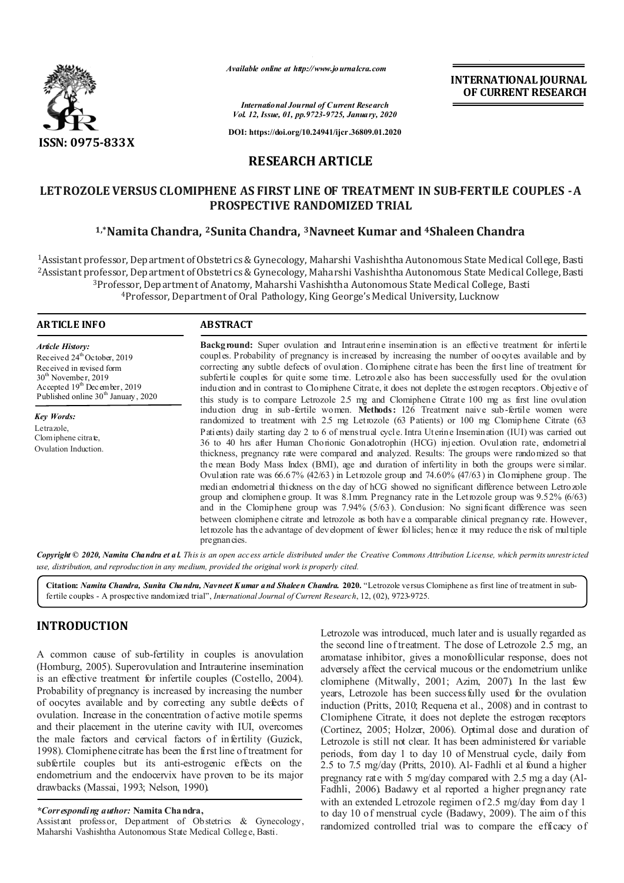*Available online at http://www.journalcra.com*

*International Journal of Current Research*
*Vol. 12, Issue, 01, pp.9723-9725, January, 2020*

**DOI: https://doi.org/10.24941/ijcr.36809.01.2020**

**INTERNATIONAL JOURNAL OF CURRENT RESEARCH**

**ISSN: 0975-833X**

## RESEARCH ARTICLE

# LETROZOLE VERSUS CLOMIPHENE AS FIRST LINE OF TREATMENT IN SUB-FERTILE COUPLES - A PROSPECTIVE RANDOMIZED TRIAL

**[1,*]Namita Chandra, [2]Sunita Chandra, [3]Navneet Kumar and [4]Shaleen Chandra**

[1]Assistant professor, Department of Obstetrics & Gynecology, Maharshi Vashishtha Autonomous State Medical College, Basti
[2]Assistant professor, Department of Obstetrics & Gynecology, Maharshi Vashishtha Autonomous State Medical College, Basti
[3]Professor, Department of Anatomy, Maharshi Vashishtha Autonomous State Medical College, Basti
[4]Professor, Department of Oral Pathology, King George's Medical University, Lucknow

### ARTICLE INFO

*Article History:*
Received 24th October, 2019
Received in revised form
30th November, 2019
Accepted 19th December, 2019
Published online 30th January, 2020

*Key Words:*
Letrazole,
Clomiphene citrate,
Ovulation Induction.

### ABSTRACT

**Background:** Super ovulation and Intrauterine insemination is an effective treatment for infertile couples. Probability of pregnancy is increased by increasing the number of oocytes available and by correcting any subtle defects of ovulation. Clomiphene citrate has been the first line of treatment for subfertile couples for quite some time. Letrozole also has been successfully used for the ovulation induction and in contrast to Clomiphene Citrate, it does not deplete the estrogen receptors. Objective of this study is to compare Letrozole 2.5 mg and Clomiphene Citrate 100 mg as first line ovulation induction drug in sub-fertile women. **Methods:** 126 Treatment naive sub-fertile women were randomized to treatment with 2.5 mg Letrozole (63 Patients) or 100 mg Clomiphene Citrate (63 Patients) daily starting day 2 to 6 of menstrual cycle. Intra Uterine Insemination (IUI) was carried out 36 to 40 hrs after Human Chorionic Gonadotrophin (HCG) injection. Ovulation rate, endometrial thickness, pregnancy rate were compared and analyzed. Results: The groups were randomized so that the mean Body Mass Index (BMI), age and duration of infertility in both the groups were similar. Ovulation rate was 66.67% (42/63) in Letrozole group and 74.60% (47/63) in Clomiphene group. The median endometrial thickness on the day of hCG showed no significant difference between Letrozole group and clomiphene group. It was 8.1mm. Pregnancy rate in the Letrozole group was 9.52% (6/63) and in the Clomiphene group was 7.94% (5/63). Conclusion: No significant difference was seen between clomiphene citrate and letrozole as both have a comparable clinical pregnancy rate. However, letrozole has the advantage of development of fewer follicles; hence it may reduce the risk of multiple pregnancies.

***Copyright © 2020, Namita Chandra et al.*** *This is an open access article distributed under the Creative Commons Attribution License, which permits unrestricted use, distribution, and reproduction in any medium, provided the original work is properly cited.*

**Citation:** ***Namita Chandra, Sunita Chandra, Navneet Kumar and Shaleen Chandra.*** **2020.** "Letrozole versus Clomiphene as first line of treatment in sub-fertile couples - A prospective randomized trial", *International Journal of Current Research*, 12, (02), 9723-9725.

## INTRODUCTION

A common cause of sub-fertility in couples is anovulation (Homburg, 2005). Superovulation and Intrauterine insemination is an effective treatment for infertile couples (Costello, 2004). Probability of pregnancy is increased by increasing the number of oocytes available and by correcting any subtle defects of ovulation. Increase in the concentration of active motile sperms and their placement in the uterine cavity with IUI, overcomes the male factors and cervical factors of infertility (Guzick, 1998). Clomiphene citrate has been the first line of treatment for subfertile couples but its anti-estrogenic effects on the endometrium and the endocervix have proven to be its major drawbacks (Massai, 1993; Nelson, 1990).

Letrozole was introduced, much later and is usually regarded as the second line of treatment. The dose of Letrozole 2.5 mg, an aromatase inhibitor, gives a monofollicular response, does not adversely affect the cervical mucous or the endometrium unlike clomiphene (Mitwally, 2001; Azim, 2007). In the last few years, Letrozole has been successfully used for the ovulation induction (Pritts, 2010; Requena et al., 2008) and in contrast to Clomiphene Citrate, it does not deplete the estrogen receptors (Cortinez, 2005; Holzer, 2006). Optimal dose and duration of Letrozole is still not clear. It has been administered for variable periods, from day 1 to day 10 of Menstrual cycle, daily from 2.5 to 7.5 mg/day (Pritts, 2010). Al- Fadhli et al found a higher pregnancy rate with 5 mg/day compared with 2.5 mg a day (Al-Fadhli, 2006). Badawy et al reported a higher pregnancy rate with an extended Letrozole regimen of 2.5 mg/day from day 1 to day 10 of menstrual cycle (Badawy, 2009). The aim of this randomized controlled trial was to compare the efficacy of

***Corresponding author:** **Namita Chandra,**
Assistant professor, Department of Obstetrics & Gynecology, Maharshi Vashishtha Autonomous State Medical College, Basti.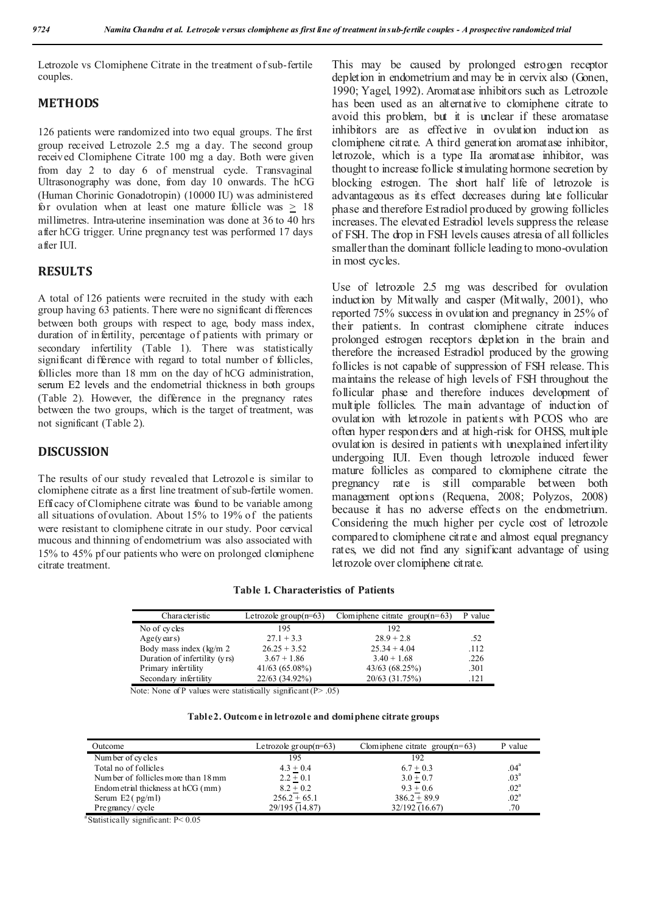Letrozole vs Clomiphene Citrate in the treatment of sub-fertile couples.

## METHODS

126 patients were randomized into two equal groups. The first group received Letrozole 2.5 mg a day. The second group received Clomiphene Citrate 100 mg a day. Both were given from day 2 to day 6 of menstrual cycle. Transvaginal Ultrasonography was done, from day 10 onwards. The hCG (Human Chorinic Gonadotropin) (10000 IU) was administered for ovulation when at least one mature follicle was $\geq$ 18 millimetres. Intra-uterine insemination was done at 36 to 40 hrs after hCG trigger. Urine pregnancy test was performed 17 days after IUI.

## RESULTS

A total of 126 patients were recruited in the study with each group having 63 patients. There were no significant differences between both groups with respect to age, body mass index, duration of infertility, percentage of patients with primary or secondary infertility (Table 1). There was statistically significant difference with regard to total number of follicles, follicles more than 18 mm on the day of hCG administration, serum E2 levels and the endometrial thickness in both groups (Table 2). However, the difference in the pregnancy rates between the two groups, which is the target of treatment, was not significant (Table 2).

## DISCUSSION

The results of our study revealed that Letrozole is similar to clomiphene citrate as a first line treatment of sub-fertile women. Efficacy of Clomiphene citrate was found to be variable among all situations of ovulation. About 15% to 19% of the patients were resistant to clomiphene citrate in our study. Poor cervical mucous and thinning of endometrium was also associated with 15% to 45% pf our patients who were on prolonged clomiphene citrate treatment.

This may be caused by prolonged estrogen receptor depletion in endometrium and may be in cervix also (Gonen, 1990; Yagel, 1992). Aromatase inhibitors such as Letrozole has been used as an alternative to clomiphene citrate to avoid this problem, but it is unclear if these aromatase inhibitors are as effective in ovulation induction as clomiphene citrate. A third generation aromatase inhibitor, letrozole, which is a type IIa aromatase inhibitor, was thought to increase follicle stimulating hormone secretion by blocking estrogen. The short half life of letrozole is advantageous as its effect decreases during late follicular phase and therefore Estradiol produced by growing follicles increases. The elevated Estradiol levels suppress the release of FSH. The drop in FSH levels causes atresia of all follicles smaller than the dominant follicle leading to mono-ovulation in most cycles.

Use of letrozole 2.5 mg was described for ovulation induction by Mitwally and casper (Mitwally, 2001), who reported 75% success in ovulation and pregnancy in 25% of their patients. In contrast clomiphene citrate induces prolonged estrogen receptors depletion in the brain and therefore the increased Estradiol produced by the growing follicles is not capable of suppression of FSH release. This maintains the release of high levels of FSH throughout the follicular phase and therefore induces development of multiple follicles. The main advantage of induction of ovulation with letrozole in patients with PCOS who are often hyper responders and at high-risk for OHSS, multiple ovulation is desired in patients with unexplained infertility undergoing IUI. Even though letrozole induced fewer mature follicles as compared to clomiphene citrate the pregnancy rate is still comparable between both management options (Requena, 2008; Polyzos, 2008) because it has no adverse effects on the endometrium. Considering the much higher per cycle cost of letrozole compared to clomiphene citrate and almost equal pregnancy rates, we did not find any significant advantage of using letrozole over clomiphene citrate.

**Table 1. Characteristics of Patients**

| Characteristic | Letrozole group(n=63) | Clomiphene citrate group(n=63) | P value |
|---|---|---|---|
| No of cycles | 195 | 192 | |
| Age(years) | 27.1 + 3.3 | 28.9 + 2.8 | .52 |
| Body mass index (kg/m 2 | 26.25 + 3.52 | 25.34 + 4.04 | .112 |
| Duration of infertility (yrs) | 3.67 + 1.86 | 3.40 + 1.68 | .226 |
| Primary infertility | 41/63 (65.08%) | 43/63 (68.25%) | .301 |
| Secondary infertility | 22/63 (34.92%) | 20/63 (31.75%) | .121 |

Note: None of P values were statistically significant (P> .05)

**Table 2. Outcome in letrozole and clomiphene citrate groups**

| Outcome | Letrozole group(n=63) | Clomiphene citrate group(n=63) | P value |
|---|---|---|---|
| Number of cycles | 195 | 192 | |
| Total no of follicles | 4.3 + 0.4 | 6.7 + 0.3 | .04[a] |
| Number of follicles more than 18mm | 2.2 + 0.1 | 3.0 + 0.7 | .03[a] |
| Endometrial thickness at hCG (mm) | 8.2 + 0.2 | 9.3 + 0.6 | .02[a] |
| Serum E2 ( pg/ml) | 256.2 + 65.1 | 386.2 + 89.9 | .02[a] |
| Pregnancy/ cycle | 29/195 (14.87) | 32/192 (16.67) | .70 |

[a]Statistically significant: P< 0.05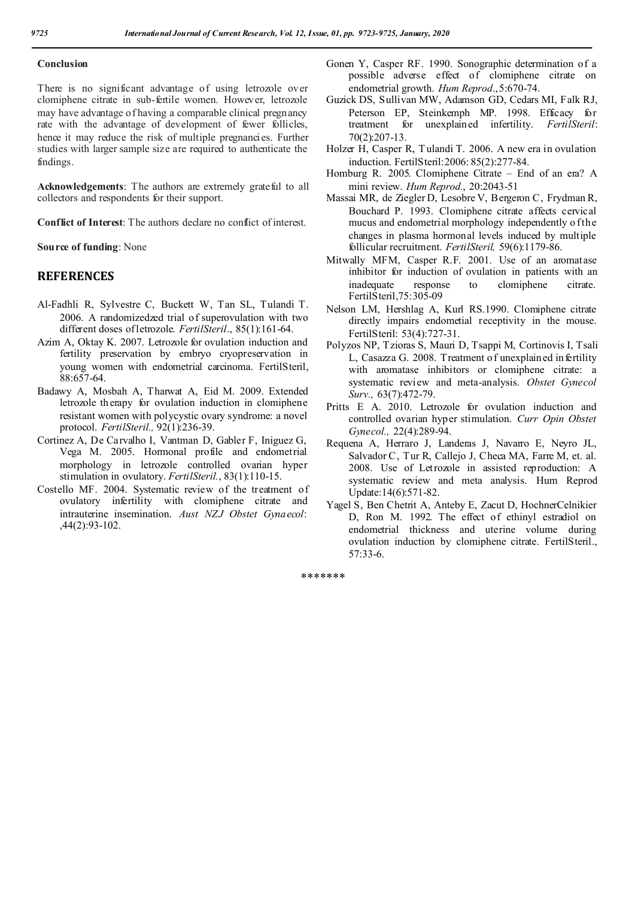### Conclusion

There is no significant advantage of using letrozole over clomiphene citrate in sub-fertile women. However, letrozole may have advantage of having a comparable clinical pregnancy rate with the advantage of development of fewer follicles, hence it may reduce the risk of multiple pregnancies. Further studies with larger sample size are required to authenticate the findings.

**Acknowledgements**: The authors are extremely grateful to all collectors and respondents for their support.

**Conflict of Interest**: The authors declare no conflict of interest.

**Source of funding**: None

## REFERENCES

- Al-Fadhli R, Sylvestre C, Buckett W, Tan SL, Tulandi T. 2006. A randomizedzed trial of superovulation with two different doses of letrozole. *FertilSteril*., 85(1):161-64.
- Azim A, Oktay K. 2007. Letrozole for ovulation induction and fertility preservation by embryo cryopreservation in young women with endometrial carcinoma. FertilSteril, 88:657-64.
- Badawy A, Mosbah A, Tharwat A, Eid M. 2009. Extended letrozole therapy for ovulation induction in clomiphene resistant women with polycystic ovary syndrome: a novel protocol. *FertilSteril.,* 92(1):236-39.
- Cortinez A, De Carvalho I, Vantman D, Gabler F, Iniguez G, Vega M. 2005. Hormonal profile and endometrial morphology in letrozole controlled ovarian hyper stimulation in ovulatory. *FertilSteril.*, 83(1):110-15.
- Costello MF. 2004. Systematic review of the treatment of ovulatory infertility with clomiphene citrate and intrauterine insemination. *Aust NZJ Obstet Gynaecol*: ,44(2):93-102.
- Gonen Y, Casper RF. 1990. Sonographic determination of a possible adverse effect of clomiphene citrate on endometrial growth. *Hum Reprod*.,5:670-74.
- Guzick DS, Sullivan MW, Adamson GD, Cedars MI, Falk RJ, Peterson EP, Steinkemph MP. 1998. Efficacy for treatment for unexplained infertility. *FertilSteril*: 70(2):207-13.
- Holzer H, Casper R, Tulandi T. 2006. A new era in ovulation induction. FertilSteril:2006: 85(2):277-84.
- Homburg R. 2005. Clomiphene Citrate – End of an era? A mini review. *Hum Reprod.*, 20:2043-51
- Massai MR, de Ziegler D, Lesobre V, Bergeron C, Frydman R, Bouchard P. 1993. Clomiphene citrate affects cervical mucus and endometrial morphology independently of the changes in plasma hormonal levels induced by multiple follicular recruitment. *FertilSteril,* 59(6):1179-86.
- Mitwally MFM, Casper R.F. 2001. Use of an aromatase inhibitor for induction of ovulation in patients with an inadequate response to clomiphene citrate. FertilSteril,75:305-09
- Nelson LM, Hershlag A, Kurl RS.1990. Clomiphene citrate directly impairs endometial receptivity in the mouse. FertilSteril: 53(4):727-31.
- Polyzos NP, Tzioras S, Mauri D, Tsappi M, Cortinovis I, Tsali L, Casazza G. 2008. Treatment of unexplained infertility with aromatase inhibitors or clomiphene citrate: a systematic review and meta-analysis. *Obstet Gynecol Surv.,* 63(7):472-79.
- Pritts E A. 2010. Letrozole for ovulation induction and controlled ovarian hyper stimulation. *Curr Opin Obstet Gynecol.,* 22(4):289-94.
- Requena A, Herraro J, Landeras J, Navarro E, Neyro JL, Salvador C, Tur R, Callejo J, Checa MA, Farre M, et. al. 2008. Use of Letrozole in assisted reproduction: A systematic review and meta analysis. Hum Reprod Update:14(6):571-82.
- Yagel S, Ben Chetrit A, Anteby E, Zacut D, HochnerCelnikier D, Ron M. 1992. The effect of ethinyl estradiol on endometrial thickness and uterine volume during ovulation induction by clomiphene citrate. FertilSteril., 57:33-6.

\*\*\*\*\*\*\*